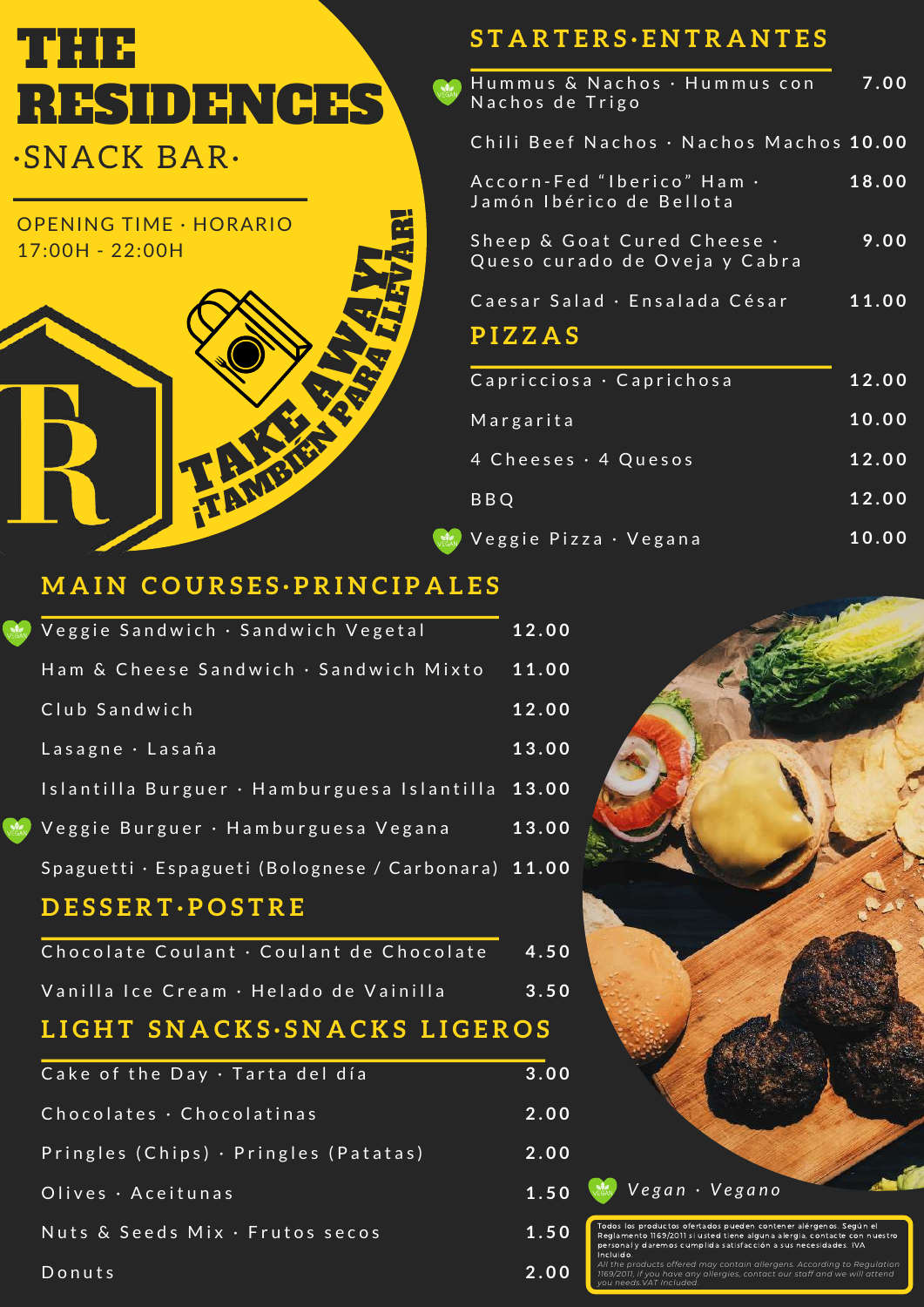# THE RESIDENCES

·SNACK BAR·

OPENING TIME · HORARIO
17:00H - 22:00H

TAKE AWAY!
¡TAMBIÉN PARA LLEVAR!

## STARTERS·ENTRANTES

| Item | Price |
|---|---|
| (Vegan) Hummus & Nachos · Hummus con Nachos de Trigo | 7.00 |
| Chili Beef Nachos · Nachos Machos | 10.00 |
| Accorn-Fed "Iberico" Ham · Jamón Ibérico de Bellota | 18.00 |
| Sheep & Goat Cured Cheese · Queso curado de Oveja y Cabra | 9.00 |
| Caesar Salad · Ensalada César | 11.00 |

## PIZZAS

| Item | Price |
|---|---|
| Capricciosa · Caprichosa | 12.00 |
| Margarita | 10.00 |
| 4 Cheeses · 4 Quesos | 12.00 |
| BBQ | 12.00 |
| (Vegan) Veggie Pizza · Vegana | 10.00 |

## MAIN COURSES·PRINCIPALES

| Item | Price |
|---|---|
| (Vegan) Veggie Sandwich · Sandwich Vegetal | 12.00 |
| Ham & Cheese Sandwich · Sandwich Mixto | 11.00 |
| Club Sandwich | 12.00 |
| Lasagne · Lasaña | 13.00 |
| Islantilla Burguer · Hamburguesa Islantilla | 13.00 |
| (Vegan) Veggie Burguer · Hamburguesa Vegana | 13.00 |
| Spaguetti · Espagueti (Bolognese / Carbonara) | 11.00 |

## DESSERT·POSTRE

| Item | Price |
|---|---|
| Chocolate Coulant · Coulant de Chocolate | 4.50 |
| Vanilla Ice Cream · Helado de Vainilla | 3.50 |

## LIGHT SNACKS·SNACKS LIGEROS

| Item | Price |
|---|---|
| Cake of the Day · Tarta del día | 3.00 |
| Chocolates · Chocolatinas | 2.00 |
| Pringles (Chips) · Pringles (Patatas) | 2.00 |
| Olives · Aceitunas | 1.50 |
| Nuts & Seeds Mix · Frutos secos | 1.50 |
| Donuts | 2.00 |

*Vegan · Vegano*

Todos los productos ofertados pueden contener alérgenos. Según el Reglamento 1169/2011 si usted tiene alguna alergia, contacte con nuestro personal y daremos cumplida satisfacción a sus necesidades. IVA Incluido.

*All the products offered may contain allergens. According to Regulation 1169/2011, if you have any allergies, contact our staff and we will attend you needs.VAT Included.*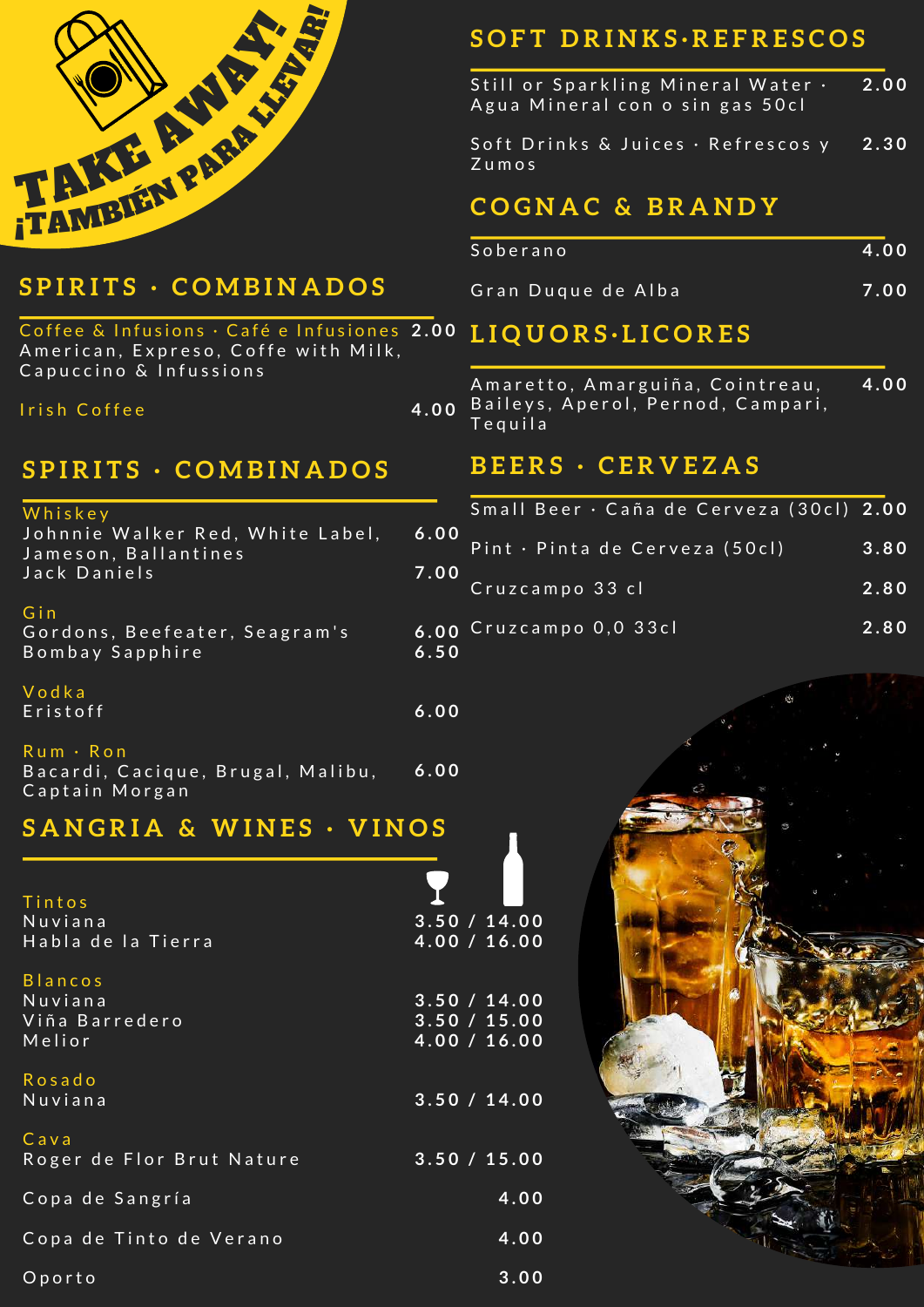TAKE AWAY!
¡TAMBIÉN PARA LLEVAR!

## SPIRITS · COMBINADOS

| | |
|---|---|
| Coffee & Infusions · Café e Infusiones<br>American, Expreso, Coffe with Milk, Capuccino & Infussions | 2.00 |
| Irish Coffee | 4.00 |

## SPIRITS · COMBINADOS

**Whiskey**

| | |
|---|---|
| Johnnie Walker Red, White Label, Jameson, Ballantines | 6.00 |
| Jack Daniels | 7.00 |

**Gin**

| | |
|---|---|
| Gordons, Beefeater, Seagram's | 6.00 |
| Bombay Sapphire | 6.50 |

**Vodka**

| | |
|---|---|
| Eristoff | 6.00 |

**Rum · Ron**

| | |
|---|---|
| Bacardi, Cacique, Brugal, Malibu, Captain Morgan | 6.00 |

## SANGRIA & WINES · VINOS

| | Copa / Botella |
|---|---|
| **Tintos** | |
| Nuviana | 3.50 / 14.00 |
| Habla de la Tierra | 4.00 / 16.00 |
| **Blancos** | |
| Nuviana | 3.50 / 14.00 |
| Viña Barredero | 3.50 / 15.00 |
| Melior | 4.00 / 16.00 |
| **Rosado** | |
| Nuviana | 3.50 / 14.00 |
| **Cava** | |
| Roger de Flor Brut Nature | 3.50 / 15.00 |
| Copa de Sangría | 4.00 |
| Copa de Tinto de Verano | 4.00 |
| Oporto | 3.00 |

## SOFT DRINKS·REFRESCOS

| | |
|---|---|
| Still or Sparkling Mineral Water · Agua Mineral con o sin gas 50cl | 2.00 |
| Soft Drinks & Juices · Refrescos y Zumos | 2.30 |

## COGNAC & BRANDY

| | |
|---|---|
| Soberano | 4.00 |
| Gran Duque de Alba | 7.00 |

## LIQUORS·LICORES

| | |
|---|---|
| Amaretto, Amarguiña, Cointreau, Baileys, Aperol, Pernod, Campari, Tequila | 4.00 |

## BEERS · CERVEZAS

| | |
|---|---|
| Small Beer · Caña de Cerveza (30cl) | 2.00 |
| Pint · Pinta de Cerveza (50cl) | 3.80 |
| Cruzcampo 33 cl | 2.80 |
| Cruzcampo 0,0 33cl | 2.80 |